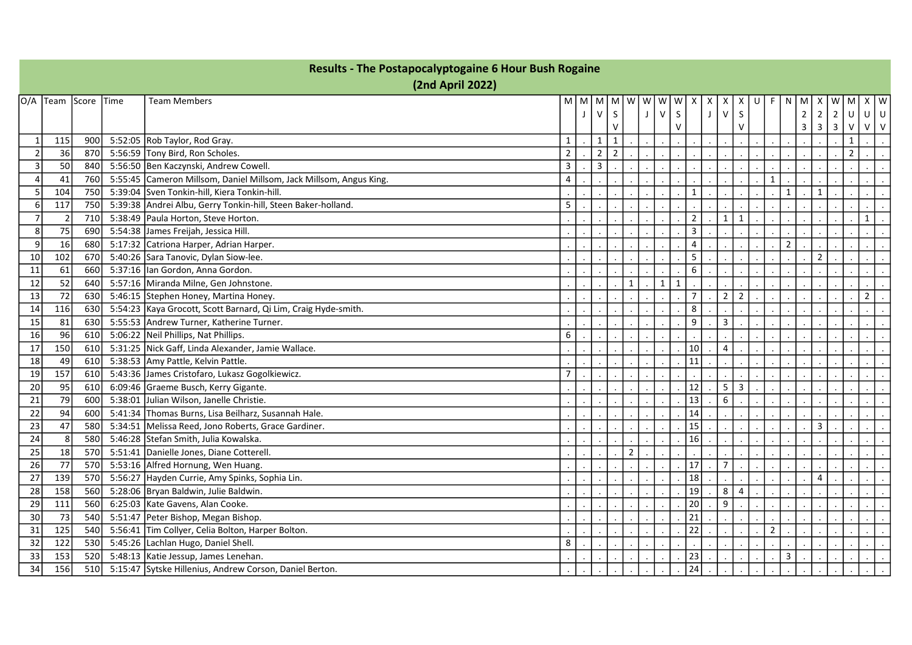# Results - The Postapocalyptogaine 6 Hour Bush Rogaine

## (2nd April 2022)

| O/A | Team | Score | Time | Team Members | M | M | M | M | W | W | W | W | X | X | X | X | U | F | N | M | X | W | M | X | W |
|---|---|---|---|---|---|---|---|---|---|---|---|---|---|---|---|---|---|---|---|---|---|---|---|---|---|
| | | | | | | J | V | S | | J | V | S | | J | V | S | | | | 2 | 2 | 2 | U | U | U |
| | | | | | | | | V | | | | V | | | | V | | | | 3 | 3 | 3 | V | V | V |
| 1 | 115 | 900 | 5:52:05 | Rob Taylor, Rod Gray. | 1 | . | 1 | 1 | . | . | . | . | . | . | . | . | . | . | . | . | . | . | 1 | . | . |
| 2 | 36 | 870 | 5:56:59 | Tony Bird, Ron Scholes. | 2 | . | 2 | 2 | . | . | . | . | . | . | . | . | . | . | . | . | . | . | 2 | . | . |
| 3 | 50 | 840 | 5:56:50 | Ben Kaczynski, Andrew Cowell. | 3 | . | 3 | . | . | . | . | . | . | . | . | . | . | . | . | . | . | . | . | . | . |
| 4 | 41 | 760 | 5:55:45 | Cameron Millsom, Daniel Millsom, Jack Millsom, Angus King. | 4 | . | . | . | . | . | . | . | . | . | . | . | . | 1 | . | . | . | . | . | . | . |
| 5 | 104 | 750 | 5:39:04 | Sven Tonkin-hill, Kiera Tonkin-hill. | . | . | . | . | . | . | . | . | 1 | . | . | . | . | . | 1 | . | 1 | . | . | . | . |
| 6 | 117 | 750 | 5:39:38 | Andrei Albu, Gerry Tonkin-hill, Steen Baker-holland. | 5 | . | . | . | . | . | . | . | . | . | . | . | . | . | . | . | . | . | . | . | . |
| 7 | 2 | 710 | 5:38:49 | Paula Horton, Steve Horton. | . | . | . | . | . | . | . | . | 2 | . | 1 | 1 | . | . | . | . | . | . | . | 1 | . |
| 8 | 75 | 690 | 5:54:38 | James Freijah, Jessica Hill. | . | . | . | . | . | . | . | . | 3 | . | . | . | . | . | . | . | . | . | . | . | . |
| 9 | 16 | 680 | 5:17:32 | Catriona Harper, Adrian Harper. | . | . | . | . | . | . | . | . | 4 | . | . | . | . | . | 2 | . | . | . | . | . | . |
| 10 | 102 | 670 | 5:40:26 | Sara Tanovic, Dylan Siow-lee. | . | . | . | . | . | . | . | . | 5 | . | . | . | . | . | . | . | 2 | . | . | . | . |
| 11 | 61 | 660 | 5:37:16 | Ian Gordon, Anna Gordon. | . | . | . | . | . | . | . | . | 6 | . | . | . | . | . | . | . | . | . | . | . | . |
| 12 | 52 | 640 | 5:57:16 | Miranda Milne, Gen Johnstone. | . | . | . | . | 1 | . | 1 | 1 | . | . | . | . | . | . | . | . | . | . | . | . | . |
| 13 | 72 | 630 | 5:46:15 | Stephen Honey, Martina Honey. | . | . | . | . | . | . | . | . | 7 | . | 2 | 2 | . | . | . | . | . | . | . | 2 | . |
| 14 | 116 | 630 | 5:54:23 | Kaya Grocott, Scott Barnard, Qi Lim, Craig Hyde-smith. | . | . | . | . | . | . | . | . | 8 | . | . | . | . | . | . | . | . | . | . | . | . |
| 15 | 81 | 630 | 5:55:53 | Andrew Turner, Katherine Turner. | . | . | . | . | . | . | . | . | 9 | . | 3 | . | . | . | . | . | . | . | . | . | . |
| 16 | 96 | 610 | 5:06:22 | Neil Phillips, Nat Phillips. | 6 | . | . | . | . | . | . | . | . | . | . | . | . | . | . | . | . | . | . | . | . |
| 17 | 150 | 610 | 5:31:25 | Nick Gaff, Linda Alexander, Jamie Wallace. | . | . | . | . | . | . | . | . | 10 | . | 4 | . | . | . | . | . | . | . | . | . | . |
| 18 | 49 | 610 | 5:38:53 | Amy Pattle, Kelvin Pattle. | . | . | . | . | . | . | . | . | 11 | . | . | . | . | . | . | . | . | . | . | . | . |
| 19 | 157 | 610 | 5:43:36 | James Cristofaro, Lukasz Gogolkiewicz. | 7 | . | . | . | . | . | . | . | . | . | . | . | . | . | . | . | . | . | . | . | . |
| 20 | 95 | 610 | 6:09:46 | Graeme Busch, Kerry Gigante. | . | . | . | . | . | . | . | . | 12 | . | 5 | 3 | . | . | . | . | . | . | . | . | . |
| 21 | 79 | 600 | 5:38:01 | Julian Wilson, Janelle Christie. | . | . | . | . | . | . | . | . | 13 | . | 6 | . | . | . | . | . | . | . | . | . | . |
| 22 | 94 | 600 | 5:41:34 | Thomas Burns, Lisa Beilharz, Susannah Hale. | . | . | . | . | . | . | . | . | 14 | . | . | . | . | . | . | . | . | . | . | . | . |
| 23 | 47 | 580 | 5:34:51 | Melissa Reed, Jono Roberts, Grace Gardiner. | . | . | . | . | . | . | . | . | 15 | . | . | . | . | . | . | . | 3 | . | . | . | . |
| 24 | 8 | 580 | 5:46:28 | Stefan Smith, Julia Kowalska. | . | . | . | . | . | . | . | . | 16 | . | . | . | . | . | . | . | . | . | . | . | . |
| 25 | 18 | 570 | 5:51:41 | Danielle Jones, Diane Cotterell. | . | . | . | . | 2 | . | . | . | . | . | . | . | . | . | . | . | . | . | . | . | . |
| 26 | 77 | 570 | 5:53:16 | Alfred Hornung, Wen Huang. | . | . | . | . | . | . | . | . | 17 | . | 7 | . | . | . | . | . | . | . | . | . | . |
| 27 | 139 | 570 | 5:56:27 | Hayden Currie, Amy Spinks, Sophia Lin. | . | . | . | . | . | . | . | . | 18 | . | . | . | . | . | . | . | 4 | . | . | . | . |
| 28 | 158 | 560 | 5:28:06 | Bryan Baldwin, Julie Baldwin. | . | . | . | . | . | . | . | . | 19 | . | 8 | 4 | . | . | . | . | . | . | . | . | . |
| 29 | 111 | 560 | 6:25:03 | Kate Gavens, Alan Cooke. | . | . | . | . | . | . | . | . | 20 | . | 9 | . | . | . | . | . | . | . | . | . | . |
| 30 | 73 | 540 | 5:51:47 | Peter Bishop, Megan Bishop. | . | . | . | . | . | . | . | . | 21 | . | . | . | . | . | . | . | . | . | . | . | . |
| 31 | 125 | 540 | 5:56:41 | Tim Collyer, Celia Bolton, Harper Bolton. | . | . | . | . | . | . | . | . | 22 | . | . | . | . | 2 | . | . | . | . | . | . | . |
| 32 | 122 | 530 | 5:45:26 | Lachlan Hugo, Daniel Shell. | 8 | . | . | . | . | . | . | . | . | . | . | . | . | . | . | . | . | . | . | . | . |
| 33 | 153 | 520 | 5:48:13 | Katie Jessup, James Lenehan. | . | . | . | . | . | . | . | . | 23 | . | . | . | . | . | 3 | . | . | . | . | . | . |
| 34 | 156 | 510 | 5:15:47 | Sytske Hillenius, Andrew Corson, Daniel Berton. | . | . | . | . | . | . | . | . | 24 | . | . | . | . | . | . | . | . | . | . | . | . |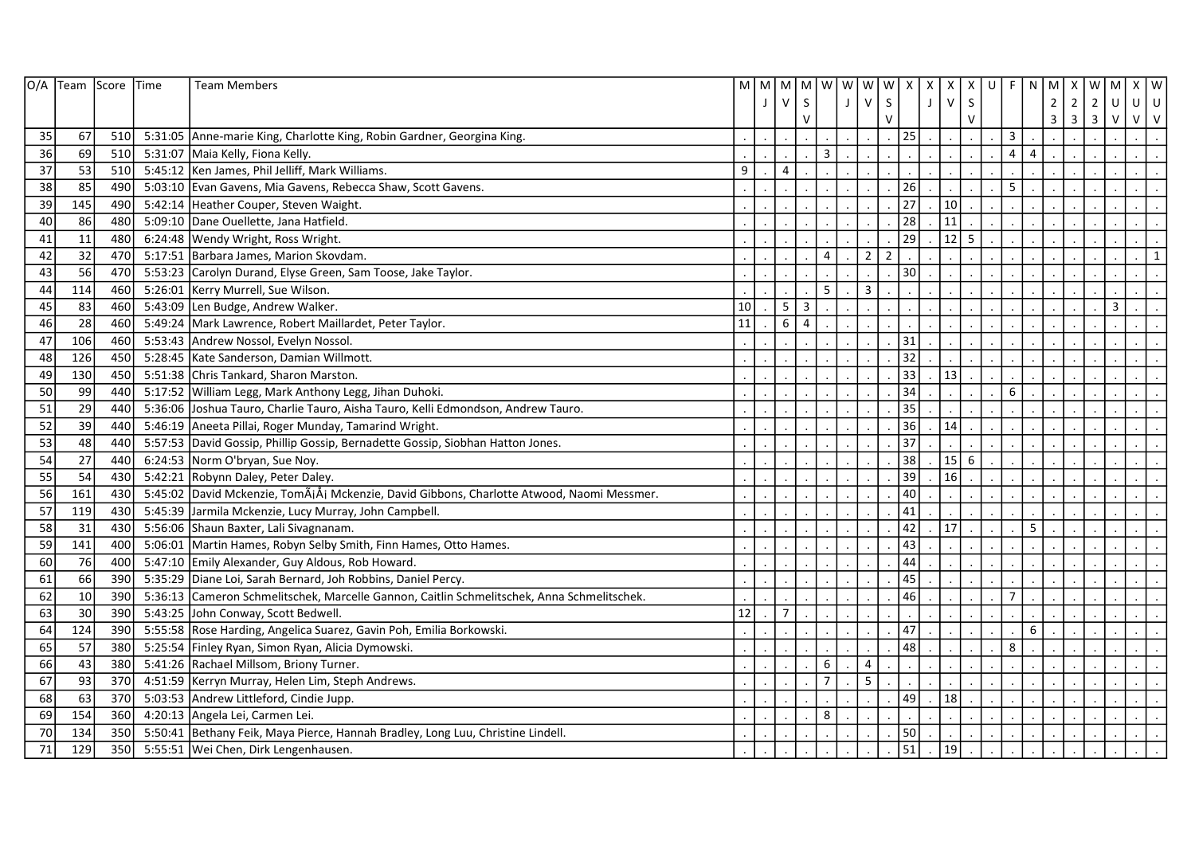| O/A | Team | Score | Time | Team Members | M | M | M | M | W | W | W | W | X | X | X | X | U | F | N | M | X | W | M | X | W |
|---|---|---|---|---|---|---|---|---|---|---|---|---|---|---|---|---|---|---|---|---|---|---|---|---|---|
| | | | | | | J | V | S | | J | V | S | | J | V | S | | | | 2 | 2 | 2 | U | U | U |
| | | | | | | | | V | | | | V | | | | V | | | | 3 | 3 | 3 | V | V | V |
| 35 | 67 | 510 | 5:31:05 | Anne-marie King, Charlotte King, Robin Gardner, Georgina King. | . | . | . | . | . | . | . | . | 25 | . | . | . | . | 3 | . | . | . | . | . | . | . |
| 36 | 69 | 510 | 5:31:07 | Maia Kelly, Fiona Kelly. | . | . | . | . | 3 | . | . | . | . | . | . | . | . | 4 | 4 | . | . | . | . | . | . |
| 37 | 53 | 510 | 5:45:12 | Ken James, Phil Jelliff, Mark Williams. | 9 | . | 4 | . | . | . | . | . | . | . | . | . | . | . | . | . | . | . | . | . | . |
| 38 | 85 | 490 | 5:03:10 | Evan Gavens, Mia Gavens, Rebecca Shaw, Scott Gavens. | . | . | . | . | . | . | . | . | 26 | . | . | . | . | 5 | . | . | . | . | . | . | . |
| 39 | 145 | 490 | 5:42:14 | Heather Couper, Steven Waight. | . | . | . | . | . | . | . | . | 27 | . | 10 | . | . | . | . | . | . | . | . | . | . |
| 40 | 86 | 480 | 5:09:10 | Dane Ouellette, Jana Hatfield. | . | . | . | . | . | . | . | . | 28 | . | 11 | . | . | . | . | . | . | . | . | . | . |
| 41 | 11 | 480 | 6:24:48 | Wendy Wright, Ross Wright. | . | . | . | . | . | . | . | . | 29 | . | 12 | 5 | . | . | . | . | . | . | . | . | . |
| 42 | 32 | 470 | 5:17:51 | Barbara James, Marion Skovdam. | . | . | . | . | 4 | . | 2 | 2 | . | . | . | . | . | . | . | . | . | . | . | . | 1 |
| 43 | 56 | 470 | 5:53:23 | Carolyn Durand, Elyse Green, Sam Toose, Jake Taylor. | . | . | . | . | . | . | . | . | 30 | . | . | . | . | . | . | . | . | . | . | . | . |
| 44 | 114 | 460 | 5:26:01 | Kerry Murrell, Sue Wilson. | . | . | . | . | 5 | . | 3 | . | . | . | . | . | . | . | . | . | . | . | . | . | . |
| 45 | 83 | 460 | 5:43:09 | Len Budge, Andrew Walker. | 10 | . | 5 | 3 | . | . | . | . | . | . | . | . | . | . | . | . | . | . | 3 | . | . |
| 46 | 28 | 460 | 5:49:24 | Mark Lawrence, Robert Maillardet, Peter Taylor. | 11 | . | 6 | 4 | . | . | . | . | . | . | . | . | . | . | . | . | . | . | . | . | . |
| 47 | 106 | 460 | 5:53:43 | Andrew Nossol, Evelyn Nossol. | . | . | . | . | . | . | . | . | 31 | . | . | . | . | . | . | . | . | . | . | . | . |
| 48 | 126 | 450 | 5:28:45 | Kate Sanderson, Damian Willmott. | . | . | . | . | . | . | . | . | 32 | . | . | . | . | . | . | . | . | . | . | . | . |
| 49 | 130 | 450 | 5:51:38 | Chris Tankard, Sharon Marston. | . | . | . | . | . | . | . | . | 33 | . | 13 | . | . | . | . | . | . | . | . | . | . |
| 50 | 99 | 440 | 5:17:52 | William Legg, Mark Anthony Legg, Jihan Duhoki. | . | . | . | . | . | . | . | . | 34 | . | . | . | . | 6 | . | . | . | . | . | . | . |
| 51 | 29 | 440 | 5:36:06 | Joshua Tauro, Charlie Tauro, Aisha Tauro, Kelli Edmondson, Andrew Tauro. | . | . | . | . | . | . | . | . | 35 | . | . | . | . | . | . | . | . | . | . | . | . |
| 52 | 39 | 440 | 5:46:19 | Aneeta Pillai, Roger Munday, Tamarind Wright. | . | . | . | . | . | . | . | . | 36 | . | 14 | . | . | . | . | . | . | . | . | . | . |
| 53 | 48 | 440 | 5:57:53 | David Gossip, Phillip Gossip, Bernadette Gossip, Siobhan Hatton Jones. | . | . | . | . | . | . | . | . | 37 | . | . | . | . | . | . | . | . | . | . | . | . |
| 54 | 27 | 440 | 6:24:53 | Norm O'bryan, Sue Noy. | . | . | . | . | . | . | . | . | 38 | . | 15 | 6 | . | . | . | . | . | . | . | . | . |
| 55 | 54 | 430 | 5:42:21 | Robynn Daley, Peter Daley. | . | . | . | . | . | . | . | . | 39 | . | 16 | . | . | . | . | . | . | . | . | . | . |
| 56 | 161 | 430 | 5:45:02 | David Mckenzie, TomÃ¡Å¡ Mckenzie, David Gibbons, Charlotte Atwood, Naomi Messmer. | . | . | . | . | . | . | . | . | 40 | . | . | . | . | . | . | . | . | . | . | . | . |
| 57 | 119 | 430 | 5:45:39 | Jarmila Mckenzie, Lucy Murray, John Campbell. | . | . | . | . | . | . | . | . | 41 | . | . | . | . | . | . | . | . | . | . | . | . |
| 58 | 31 | 430 | 5:56:06 | Shaun Baxter, Lali Sivagnanam. | . | . | . | . | . | . | . | . | 42 | . | 17 | . | . | . | 5 | . | . | . | . | . | . |
| 59 | 141 | 400 | 5:06:01 | Martin Hames, Robyn Selby Smith, Finn Hames, Otto Hames. | . | . | . | . | . | . | . | . | 43 | . | . | . | . | . | . | . | . | . | . | . | . |
| 60 | 76 | 400 | 5:47:10 | Emily Alexander, Guy Aldous, Rob Howard. | . | . | . | . | . | . | . | . | 44 | . | . | . | . | . | . | . | . | . | . | . | . |
| 61 | 66 | 390 | 5:35:29 | Diane Loi, Sarah Bernard, Joh Robbins, Daniel Percy. | . | . | . | . | . | . | . | . | 45 | . | . | . | . | . | . | . | . | . | . | . | . |
| 62 | 10 | 390 | 5:36:13 | Cameron Schmelitschek, Marcelle Gannon, Caitlin Schmelitschek, Anna Schmelitschek. | . | . | . | . | . | . | . | . | 46 | . | . | . | . | 7 | . | . | . | . | . | . | . |
| 63 | 30 | 390 | 5:43:25 | John Conway, Scott Bedwell. | 12 | . | 7 | . | . | . | . | . | . | . | . | . | . | . | . | . | . | . | . | . | . |
| 64 | 124 | 390 | 5:55:58 | Rose Harding, Angelica Suarez, Gavin Poh, Emilia Borkowski. | . | . | . | . | . | . | . | . | 47 | . | . | . | . | . | 6 | . | . | . | . | . | . |
| 65 | 57 | 380 | 5:25:54 | Finley Ryan, Simon Ryan, Alicia Dymowski. | . | . | . | . | . | . | . | . | 48 | . | . | . | . | 8 | . | . | . | . | . | . | . |
| 66 | 43 | 380 | 5:41:26 | Rachael Millsom, Briony Turner. | . | . | . | . | 6 | . | 4 | . | . | . | . | . | . | . | . | . | . | . | . | . | . |
| 67 | 93 | 370 | 4:51:59 | Kerryn Murray, Helen Lim, Steph Andrews. | . | . | . | . | 7 | . | 5 | . | . | . | . | . | . | . | . | . | . | . | . | . | . |
| 68 | 63 | 370 | 5:03:53 | Andrew Littleford, Cindie Jupp. | . | . | . | . | . | . | . | . | 49 | . | 18 | . | . | . | . | . | . | . | . | . | . |
| 69 | 154 | 360 | 4:20:13 | Angela Lei, Carmen Lei. | . | . | . | . | 8 | . | . | . | . | . | . | . | . | . | . | . | . | . | . | . | . |
| 70 | 134 | 350 | 5:50:41 | Bethany Feik, Maya Pierce, Hannah Bradley, Long Luu, Christine Lindell. | . | . | . | . | . | . | . | . | 50 | . | . | . | . | . | . | . | . | . | . | . | . |
| 71 | 129 | 350 | 5:55:51 | Wei Chen, Dirk Lengenhausen. | . | . | . | . | . | . | . | . | 51 | . | 19 | . | . | . | . | . | . | . | . | . | . |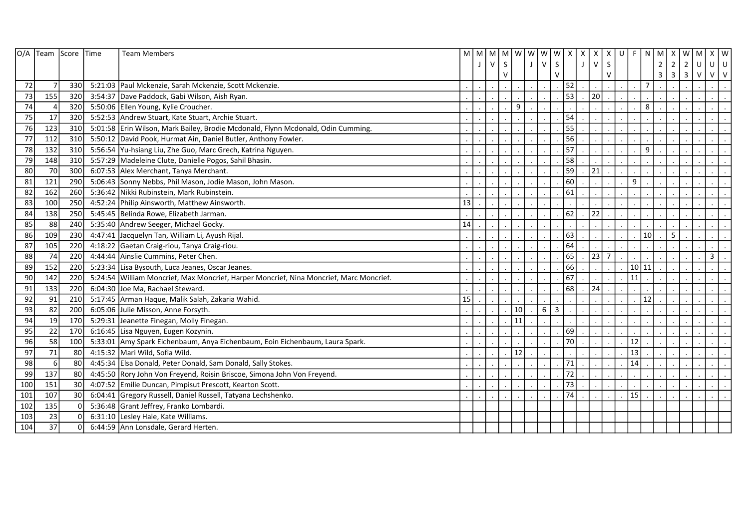| O/A | Team | Score | Time | Team Members | M | M | M | M | W | W | W | W | X | X | X | X | U | F | N | M | X | W | M | X | W |
|---|---|---|---|---|---|---|---|---|---|---|---|---|---|---|---|---|---|---|---|---|---|---|---|---|---|
| | | | | | | J | V | S | | J | V | S | | J | V | S | | | | 2 | 2 | 2 | U | U | U |
| | | | | | | | | V | | | | V | | | | V | | | | 3 | 3 | 3 | V | V | V |
| 72 | 7 | 330 | 5:21:03 | Paul Mckenzie, Sarah Mckenzie, Scott Mckenzie. | . | . | . | . | . | . | . | . | 52 | . | . | . | . | . | 7 | . | . | . | . | . | . |
| 73 | 155 | 320 | 3:54:37 | Dave Paddock, Gabi Wilson, Aish Ryan. | . | . | . | . | . | . | . | . | 53 | . | 20 | . | . | . | . | . | . | . | . | . | . |
| 74 | 4 | 320 | 5:50:06 | Ellen Young, Kylie Croucher. | . | . | . | . | 9 | . | . | . | . | . | . | . | . | . | 8 | . | . | . | . | . | . |
| 75 | 17 | 320 | 5:52:53 | Andrew Stuart, Kate Stuart, Archie Stuart. | . | . | . | . | . | . | . | . | 54 | . | . | . | . | . | . | . | . | . | . | . | . |
| 76 | 123 | 310 | 5:01:58 | Erin Wilson, Mark Bailey, Brodie Mcdonald, Flynn Mcdonald, Odin Cumming. | . | . | . | . | . | . | . | . | 55 | . | . | . | . | . | . | . | . | . | . | . | . |
| 77 | 112 | 310 | 5:50:12 | David Pook, Hurmat Ain, Daniel Butler, Anthony Fowler. | . | . | . | . | . | . | . | . | 56 | . | . | . | . | . | . | . | . | . | . | . | . |
| 78 | 132 | 310 | 5:56:54 | Yu-hsiang Liu, Zhe Guo, Marc Grech, Katrina Nguyen. | . | . | . | . | . | . | . | . | 57 | . | . | . | . | . | 9 | . | . | . | . | . | . |
| 79 | 148 | 310 | 5:57:29 | Madeleine Clute, Danielle Pogos, Sahil Bhasin. | . | . | . | . | . | . | . | . | 58 | . | . | . | . | . | . | . | . | . | . | . | . |
| 80 | 70 | 300 | 6:07:53 | Alex Merchant, Tanya Merchant. | . | . | . | . | . | . | . | . | 59 | . | 21 | . | . | . | . | . | . | . | . | . | . |
| 81 | 121 | 290 | 5:06:43 | Sonny Nebbs, Phil Mason, Jodie Mason, John Mason. | . | . | . | . | . | . | . | . | 60 | . | . | . | . | 9 | . | . | . | . | . | . | . |
| 82 | 162 | 260 | 5:36:42 | Nikki Rubinstein, Mark Rubinstein. | . | . | . | . | . | . | . | . | 61 | . | . | . | . | . | . | . | . | . | . | . | . |
| 83 | 100 | 250 | 4:52:24 | Philip Ainsworth, Matthew Ainsworth. | 13 | . | . | . | . | . | . | . | . | . | . | . | . | . | . | . | . | . | . | . | . |
| 84 | 138 | 250 | 5:45:45 | Belinda Rowe, Elizabeth Jarman. | . | . | . | . | . | . | . | . | 62 | . | 22 | . | . | . | . | . | . | . | . | . | . |
| 85 | 88 | 240 | 5:35:40 | Andrew Seeger, Michael Gocky. | 14 | . | . | . | . | . | . | . | . | . | . | . | . | . | . | . | . | . | . | . | . |
| 86 | 109 | 230 | 4:47:41 | Jacquelyn Tan, William Li, Ayush Rijal. | . | . | . | . | . | . | . | . | 63 | . | . | . | . | . | 10 | . | 5 | . | . | . | . |
| 87 | 105 | 220 | 4:18:22 | Gaetan Craig-riou, Tanya Craig-riou. | . | . | . | . | . | . | . | . | 64 | . | . | . | . | . | . | . | . | . | . | . | . |
| 88 | 74 | 220 | 4:44:44 | Ainslie Cummins, Peter Chen. | . | . | . | . | . | . | . | . | 65 | . | 23 | 7 | . | . | . | . | . | . | . | 3 | . |
| 89 | 152 | 220 | 5:23:34 | Lisa Bysouth, Luca Jeanes, Oscar Jeanes. | . | . | . | . | . | . | . | . | 66 | . | . | . | . | 10 | 11 | . | . | . | . | . | . |
| 90 | 142 | 220 | 5:24:54 | William Moncrief, Max Moncrief, Harper Moncrief, Nina Moncrief, Marc Moncrief. | . | . | . | . | . | . | . | . | 67 | . | . | . | . | 11 | . | . | . | . | . | . | . |
| 91 | 133 | 220 | 6:04:30 | Joe Ma, Rachael Steward. | . | . | . | . | . | . | . | . | 68 | . | 24 | . | . | . | . | . | . | . | . | . | . |
| 92 | 91 | 210 | 5:17:45 | Arman Haque, Malik Salah, Zakaria Wahid. | 15 | . | . | . | . | . | . | . | . | . | . | . | . | . | 12 | . | . | . | . | . | . |
| 93 | 82 | 200 | 6:05:06 | Julie Misson, Anne Forsyth. | . | . | . | . | 10 | . | 6 | 3 | . | . | . | . | . | . | . | . | . | . | . | . | . |
| 94 | 19 | 170 | 5:29:31 | Jeanette Finegan, Molly Finegan. | . | . | . | . | 11 | . | . | . | . | . | . | . | . | . | . | . | . | . | . | . | . |
| 95 | 22 | 170 | 6:16:45 | Lisa Nguyen, Eugen Kozynin. | . | . | . | . | . | . | . | . | 69 | . | . | . | . | . | . | . | . | . | . | . | . |
| 96 | 58 | 100 | 5:33:01 | Amy Spark Eichenbaum, Anya Eichenbaum, Eoin Eichenbaum, Laura Spark. | . | . | . | . | . | . | . | . | 70 | . | . | . | . | 12 | . | . | . | . | . | . | . |
| 97 | 71 | 80 | 4:15:32 | Mari Wild, Sofia Wild. | . | . | . | . | 12 | . | . | . | . | . | . | . | . | 13 | . | . | . | . | . | . | . |
| 98 | 6 | 80 | 4:45:34 | Elsa Donald, Peter Donald, Sam Donald, Sally Stokes. | . | . | . | . | . | . | . | . | 71 | . | . | . | . | 14 | . | . | . | . | . | . | . |
| 99 | 137 | 80 | 4:45:50 | Rory John Von Freyend, Roisin Briscoe, Simona John Von Freyend. | . | . | . | . | . | . | . | . | 72 | . | . | . | . | . | . | . | . | . | . | . | . |
| 100 | 151 | 30 | 4:07:52 | Emilie Duncan, Pimpisut Prescott, Kearton Scott. | . | . | . | . | . | . | . | . | 73 | . | . | . | . | . | . | . | . | . | . | . | . |
| 101 | 107 | 30 | 6:04:41 | Gregory Russell, Daniel Russell, Tatyana Lechshenko. | . | . | . | . | . | . | . | . | 74 | . | . | . | . | 15 | . | . | . | . | . | . | . |
| 102 | 135 | 0 | 5:36:48 | Grant Jeffrey, Franko Lombardi. | | | | | | | | | | | | | | | | | | | | | |
| 103 | 23 | 0 | 6:31:10 | Lesley Hale, Kate Williams. | | | | | | | | | | | | | | | | | | | | | |
| 104 | 37 | 0 | 6:44:59 | Ann Lonsdale, Gerard Herten. | | | | | | | | | | | | | | | | | | | | | |